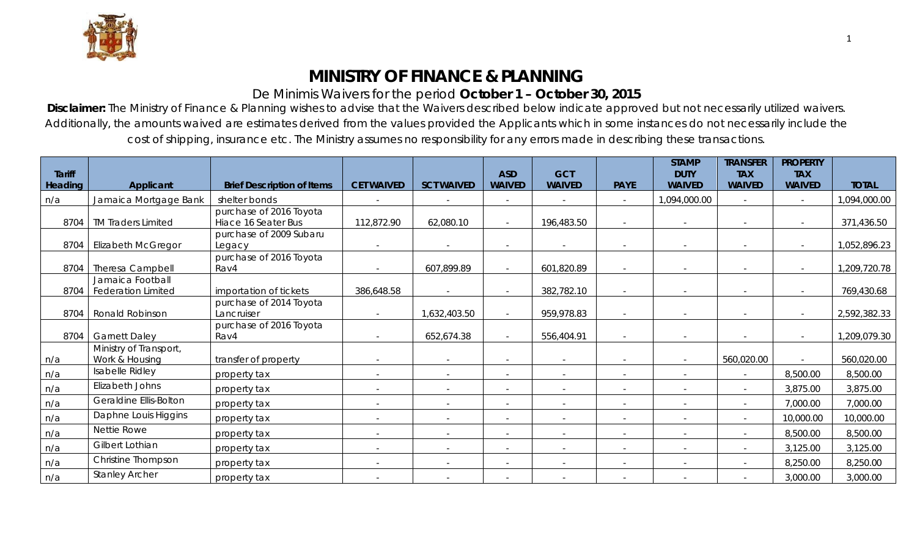# MINISTRY OF FINANCE & PLANNING

De Minimis Waivers for the period **October 1 – October 30, 2015**

**Disclaimer:** The Ministry of Finance & Planning wishes to advise that the Waivers described below indicate approved but not necessarily utilized waivers. Additionally, the amounts waived are estimates derived from the values provided the Applicants which in some instances do not necessarily include the cost of shipping, insurance etc. The Ministry assumes no responsibility for any errors made in describing these transactions.

| Tariff Heading | Applicant | Brief Description of Items | CET WAIVED | SCT WAIVED | ASD WAIVED | GCT WAIVED | PAYE | STAMP DUTY WAIVED | TRANSFER TAX WAIVED | PROPERTY TAX WAIVED | TOTAL |
|---|---|---|---|---|---|---|---|---|---|---|---|
| n/a | Jamaica Mortgage Bank | shelter bonds | - | - | - | - | - | 1,094,000.00 | - | - | 1,094,000.00 |
| 8704 | TM Traders Limited | purchase of 2016 Toyota Hiace 16 Seater Bus | 112,872.90 | 62,080.10 | - | 196,483.50 | - | - | - | - | 371,436.50 |
| 8704 | Elizabeth McGregor | purchase of 2009 Subaru Legacy | - | - | - | - | - | - | - | - | 1,052,896.23 |
| 8704 | Theresa Campbell | purchase of 2016 Toyota Rav4 | - | 607,899.89 | - | 601,820.89 | - | - | - | - | 1,209,720.78 |
| 8704 | Jamaica Football Federation Limited | importation of tickets | 386,648.58 | - | - | 382,782.10 | - | - | - | - | 769,430.68 |
| 8704 | Ronald Robinson | purchase of 2014 Toyota Lancruiser | - | 1,632,403.50 | - | 959,978.83 | - | - | - | - | 2,592,382.33 |
| 8704 | Garnett Daley | purchase of 2016 Toyota Rav4 | - | 652,674.38 | - | 556,404.91 | - | - | - | - | 1,209,079.30 |
| n/a | Ministry of Transport, Work & Housing | transfer of property | - | - | - | - | - | - | 560,020.00 | - | 560,020.00 |
| n/a | Isabelle Ridley | property tax | - | - | - | - | - | - | - | 8,500.00 | 8,500.00 |
| n/a | Elizabeth Johns | property tax | - | - | - | - | - | - | - | 3,875.00 | 3,875.00 |
| n/a | Geraldine Ellis-Bolton | property tax | - | - | - | - | - | - | - | 7,000.00 | 7,000.00 |
| n/a | Daphne Louis Higgins | property tax | - | - | - | - | - | - | - | 10,000.00 | 10,000.00 |
| n/a | Nettie Rowe | property tax | - | - | - | - | - | - | - | 8,500.00 | 8,500.00 |
| n/a | Gilbert Lothian | property tax | - | - | - | - | - | - | - | 3,125.00 | 3,125.00 |
| n/a | Christine Thompson | property tax | - | - | - | - | - | - | - | 8,250.00 | 8,250.00 |
| n/a | Stanley Archer | property tax | - | - | - | - | - | - | - | 3,000.00 | 3,000.00 |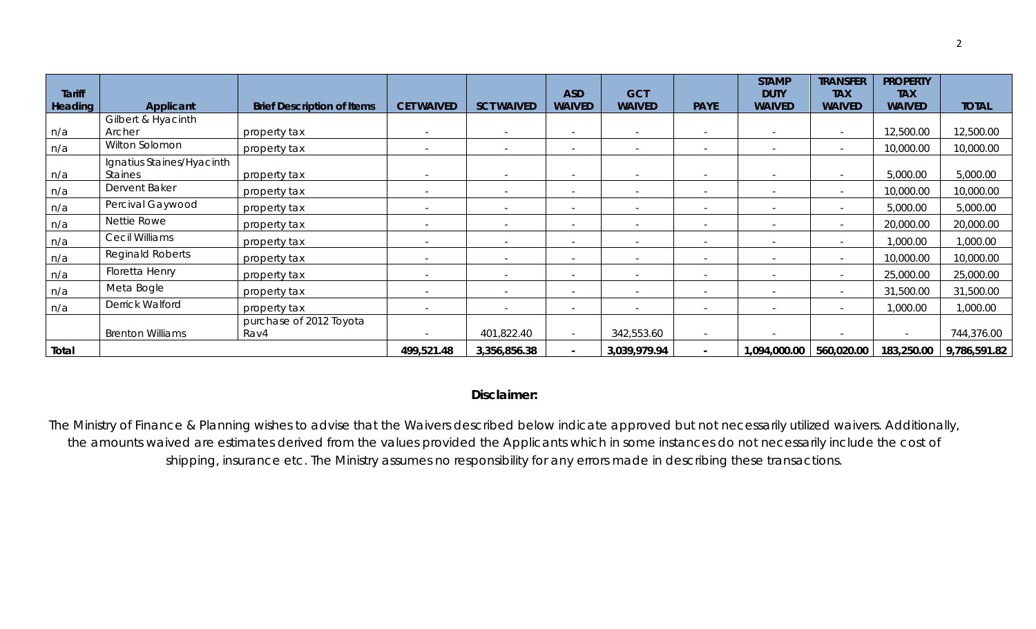| Tariff Heading | Applicant | Brief Description of Items | CET WAIVED | SCT WAIVED | ASD WAIVED | GCT WAIVED | PAYE | STAMP DUTY WAIVED | TRANSFER TAX WAIVED | PROPERTY TAX WAIVED | TOTAL |
|---|---|---|---|---|---|---|---|---|---|---|---|
| n/a | Gilbert & Hyacinth Archer | property tax | - | - | - | - | - | - | - | 12,500.00 | 12,500.00 |
| n/a | Wilton Solomon | property tax | - | - | - | - | - | - | - | 10,000.00 | 10,000.00 |
| n/a | Ignatius Staines/Hyacinth Staines | property tax | - | - | - | - | - | - | - | 5,000.00 | 5,000.00 |
| n/a | Dervent Baker | property tax | - | - | - | - | - | - | - | 10,000.00 | 10,000.00 |
| n/a | Percival Gaywood | property tax | - | - | - | - | - | - | - | 5,000.00 | 5,000.00 |
| n/a | Nettie Rowe | property tax | - | - | - | - | - | - | - | 20,000.00 | 20,000.00 |
| n/a | Cecil Williams | property tax | - | - | - | - | - | - | - | 1,000.00 | 1,000.00 |
| n/a | Reginald Roberts | property tax | - | - | - | - | - | - | - | 10,000.00 | 10,000.00 |
| n/a | Floretta Henry | property tax | - | - | - | - | - | - | - | 25,000.00 | 25,000.00 |
| n/a | Meta Bogle | property tax | - | - | - | - | - | - | - | 31,500.00 | 31,500.00 |
| n/a | Derrick Walford | property tax | - | - | - | - | - | - | - | 1,000.00 | 1,000.00 |
| | Brenton Williams | purchase of 2012 Toyota Rav4 | - | 401,822.40 | - | 342,553.60 | - | - | - | - | 744,376.00 |
| Total | | | 499,521.48 | 3,356,856.38 | - | 3,039,979.94 | - | 1,094,000.00 | 560,020.00 | 183,250.00 | 9,786,591.82 |

**Disclaimer:**

The Ministry of Finance & Planning wishes to advise that the Waivers described below indicate approved but not necessarily utilized waivers. Additionally, the amounts waived are estimates derived from the values provided the Applicants which in some instances do not necessarily include the cost of shipping, insurance etc. The Ministry assumes no responsibility for any errors made in describing these transactions.